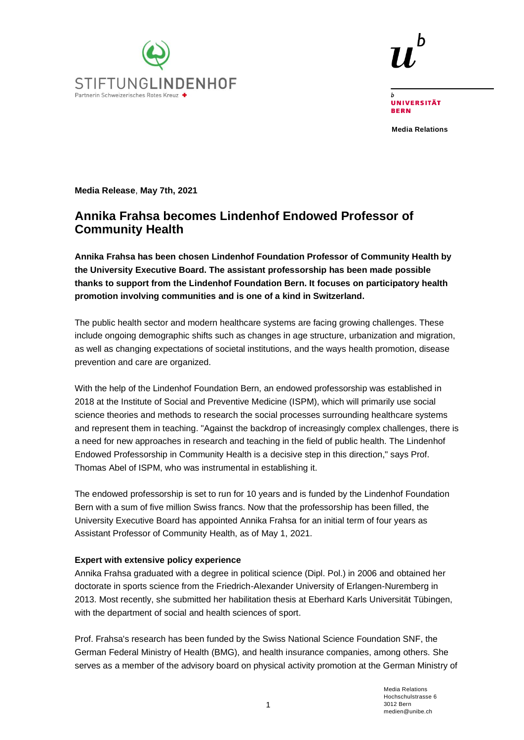STIFTUNGLINDENHOF
Partnerin Schweizerisches Rotes Kreuz

UNIVERSITÄT BERN

**Media Relations**

**Media Release**, **May 7th, 2021**

# Annika Frahsa becomes Lindenhof Endowed Professor of Community Health

**Annika Frahsa has been chosen Lindenhof Foundation Professor of Community Health by the University Executive Board. The assistant professorship has been made possible thanks to support from the Lindenhof Foundation Bern. It focuses on participatory health promotion involving communities and is one of a kind in Switzerland.**

The public health sector and modern healthcare systems are facing growing challenges. These include ongoing demographic shifts such as changes in age structure, urbanization and migration, as well as changing expectations of societal institutions, and the ways health promotion, disease prevention and care are organized.

With the help of the Lindenhof Foundation Bern, an endowed professorship was established in 2018 at the Institute of Social and Preventive Medicine (ISPM), which will primarily use social science theories and methods to research the social processes surrounding healthcare systems and represent them in teaching. "Against the backdrop of increasingly complex challenges, there is a need for new approaches in research and teaching in the field of public health. The Lindenhof Endowed Professorship in Community Health is a decisive step in this direction," says Prof. Thomas Abel of ISPM, who was instrumental in establishing it.

The endowed professorship is set to run for 10 years and is funded by the Lindenhof Foundation Bern with a sum of five million Swiss francs. Now that the professorship has been filled, the University Executive Board has appointed Annika Frahsa for an initial term of four years as Assistant Professor of Community Health, as of May 1, 2021.

**Expert with extensive policy experience**

Annika Frahsa graduated with a degree in political science (Dipl. Pol.) in 2006 and obtained her doctorate in sports science from the Friedrich-Alexander University of Erlangen-Nuremberg in 2013. Most recently, she submitted her habilitation thesis at Eberhard Karls Universität Tübingen, with the department of social and health sciences of sport.

Prof. Frahsa's research has been funded by the Swiss National Science Foundation SNF, the German Federal Ministry of Health (BMG), and health insurance companies, among others. She serves as a member of the advisory board on physical activity promotion at the German Ministry of

Media Relations
Hochschulstrasse 6
3012 Bern
medien@unibe.ch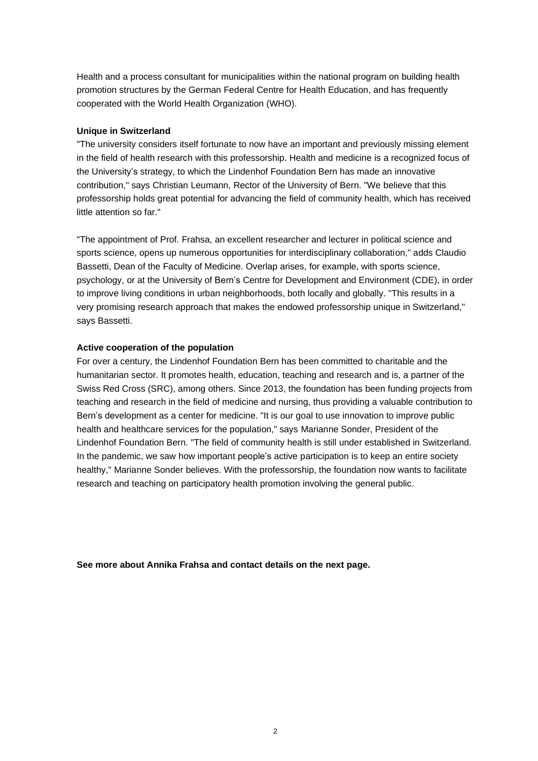Health and a process consultant for municipalities within the national program on building health promotion structures by the German Federal Centre for Health Education, and has frequently cooperated with the World Health Organization (WHO).

**Unique in Switzerland**

"The university considers itself fortunate to now have an important and previously missing element in the field of health research with this professorship. Health and medicine is a recognized focus of the University's strategy, to which the Lindenhof Foundation Bern has made an innovative contribution," says Christian Leumann, Rector of the University of Bern. "We believe that this professorship holds great potential for advancing the field of community health, which has received little attention so far."

"The appointment of Prof. Frahsa, an excellent researcher and lecturer in political science and sports science, opens up numerous opportunities for interdisciplinary collaboration," adds Claudio Bassetti, Dean of the Faculty of Medicine. Overlap arises, for example, with sports science, psychology, or at the University of Bern's Centre for Development and Environment (CDE), in order to improve living conditions in urban neighborhoods, both locally and globally. "This results in a very promising research approach that makes the endowed professorship unique in Switzerland," says Bassetti.

**Active cooperation of the population**

For over a century, the Lindenhof Foundation Bern has been committed to charitable and the humanitarian sector. It promotes health, education, teaching and research and is, a partner of the Swiss Red Cross (SRC), among others. Since 2013, the foundation has been funding projects from teaching and research in the field of medicine and nursing, thus providing a valuable contribution to Bern's development as a center for medicine. "It is our goal to use innovation to improve public health and healthcare services for the population," says Marianne Sonder, President of the Lindenhof Foundation Bern. "The field of community health is still under established in Switzerland. In the pandemic, we saw how important people's active participation is to keep an entire society healthy," Marianne Sonder believes. With the professorship, the foundation now wants to facilitate research and teaching on participatory health promotion involving the general public.

**See more about Annika Frahsa and contact details on the next page.**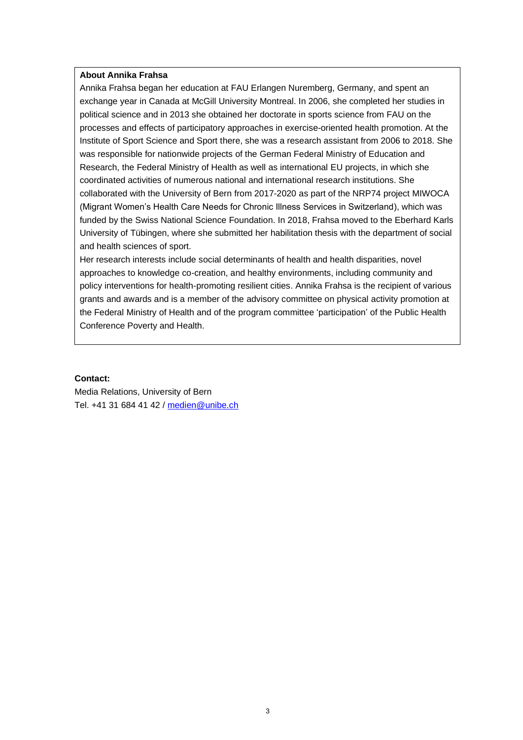**About Annika Frahsa**

Annika Frahsa began her education at FAU Erlangen Nuremberg, Germany, and spent an exchange year in Canada at McGill University Montreal. In 2006, she completed her studies in political science and in 2013 she obtained her doctorate in sports science from FAU on the processes and effects of participatory approaches in exercise-oriented health promotion. At the Institute of Sport Science and Sport there, she was a research assistant from 2006 to 2018. She was responsible for nationwide projects of the German Federal Ministry of Education and Research, the Federal Ministry of Health as well as international EU projects, in which she coordinated activities of numerous national and international research institutions. She collaborated with the University of Bern from 2017-2020 as part of the NRP74 project MIWOCA (Migrant Women's Health Care Needs for Chronic Illness Services in Switzerland), which was funded by the Swiss National Science Foundation. In 2018, Frahsa moved to the Eberhard Karls University of Tübingen, where she submitted her habilitation thesis with the department of social and health sciences of sport.

Her research interests include social determinants of health and health disparities, novel approaches to knowledge co-creation, and healthy environments, including community and policy interventions for health-promoting resilient cities. Annika Frahsa is the recipient of various grants and awards and is a member of the advisory committee on physical activity promotion at the Federal Ministry of Health and of the program committee 'participation' of the Public Health Conference Poverty and Health.

**Contact:**

Media Relations, University of Bern
Tel. +41 31 684 41 42 / medien@unibe.ch